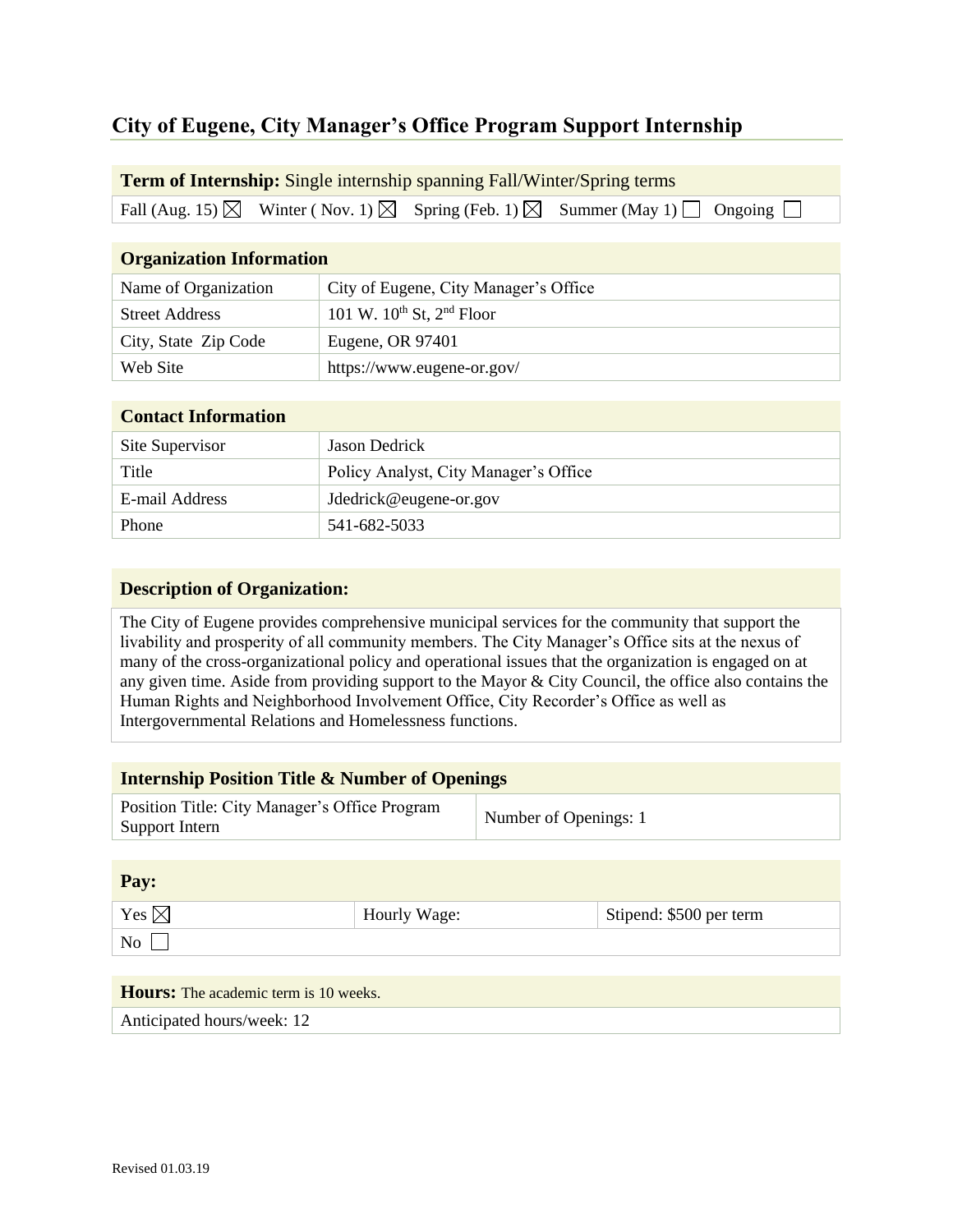# City of Eugene, City Manager's Office Program Support Internship

| **Term of Internship:** Single internship spanning Fall/Winter/Spring terms |
| --- |
| Fall (Aug. 15) ☒ Winter ( Nov. 1) ☒ Spring (Feb. 1) ☒ Summer (May 1) ☐ Ongoing ☐ |

| **Organization Information** | |
| --- | --- |
| Name of Organization | City of Eugene, City Manager's Office |
| Street Address | 101 W. 10th St, 2nd Floor |
| City, State Zip Code | Eugene, OR 97401 |
| Web Site | https://www.eugene-or.gov/ |

| **Contact Information** | |
| --- | --- |
| Site Supervisor | Jason Dedrick |
| Title | Policy Analyst, City Manager's Office |
| E-mail Address | Jdedrick@eugene-or.gov |
| Phone | 541-682-5033 |

| **Description of Organization:** |
| --- |
| The City of Eugene provides comprehensive municipal services for the community that support the livability and prosperity of all community members. The City Manager's Office sits at the nexus of many of the cross-organizational policy and operational issues that the organization is engaged on at any given time. Aside from providing support to the Mayor & City Council, the office also contains the Human Rights and Neighborhood Involvement Office, City Recorder's Office as well as Intergovernmental Relations and Homelessness functions. |

| **Internship Position Title & Number of Openings** | |
| --- | --- |
| Position Title: City Manager's Office Program Support Intern | Number of Openings: 1 |

| **Pay:** | | |
| --- | --- | --- |
| Yes ☒ | Hourly Wage: | Stipend: $500 per term |
| No ☐ | | |

| **Hours:** The academic term is 10 weeks. |
| --- |
| Anticipated hours/week: 12 |

Revised 01.03.19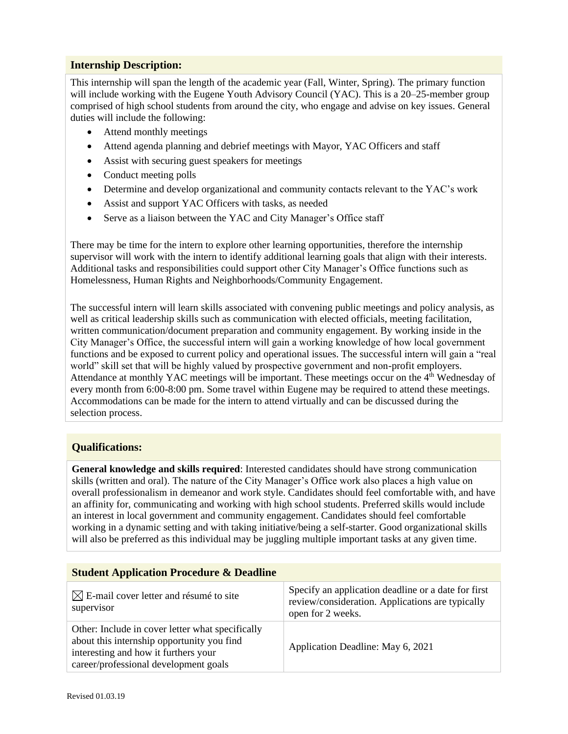## Internship Description:

This internship will span the length of the academic year (Fall, Winter, Spring). The primary function will include working with the Eugene Youth Advisory Council (YAC). This is a 20–25-member group comprised of high school students from around the city, who engage and advise on key issues. General duties will include the following:

- Attend monthly meetings
- Attend agenda planning and debrief meetings with Mayor, YAC Officers and staff
- Assist with securing guest speakers for meetings
- Conduct meeting polls
- Determine and develop organizational and community contacts relevant to the YAC's work
- Assist and support YAC Officers with tasks, as needed
- Serve as a liaison between the YAC and City Manager's Office staff

There may be time for the intern to explore other learning opportunities, therefore the internship supervisor will work with the intern to identify additional learning goals that align with their interests. Additional tasks and responsibilities could support other City Manager's Office functions such as Homelessness, Human Rights and Neighborhoods/Community Engagement.

The successful intern will learn skills associated with convening public meetings and policy analysis, as well as critical leadership skills such as communication with elected officials, meeting facilitation, written communication/document preparation and community engagement. By working inside in the City Manager's Office, the successful intern will gain a working knowledge of how local government functions and be exposed to current policy and operational issues. The successful intern will gain a "real world" skill set that will be highly valued by prospective government and non-profit employers. Attendance at monthly YAC meetings will be important. These meetings occur on the 4th Wednesday of every month from 6:00-8:00 pm. Some travel within Eugene may be required to attend these meetings. Accommodations can be made for the intern to attend virtually and can be discussed during the selection process.

## Qualifications:

**General knowledge and skills required**: Interested candidates should have strong communication skills (written and oral). The nature of the City Manager's Office work also places a high value on overall professionalism in demeanor and work style. Candidates should feel comfortable with, and have an affinity for, communicating and working with high school students. Preferred skills would include an interest in local government and community engagement. Candidates should feel comfortable working in a dynamic setting and with taking initiative/being a self-starter. Good organizational skills will also be preferred as this individual may be juggling multiple important tasks at any given time.

## Student Application Procedure & Deadline

| | |
|---|---|
| ☒ E-mail cover letter and résumé to site supervisor | Specify an application deadline or a date for first review/consideration. Applications are typically open for 2 weeks. |
| Other: Include in cover letter what specifically about this internship opportunity you find interesting and how it furthers your career/professional development goals | Application Deadline: May 6, 2021 |

Revised 01.03.19